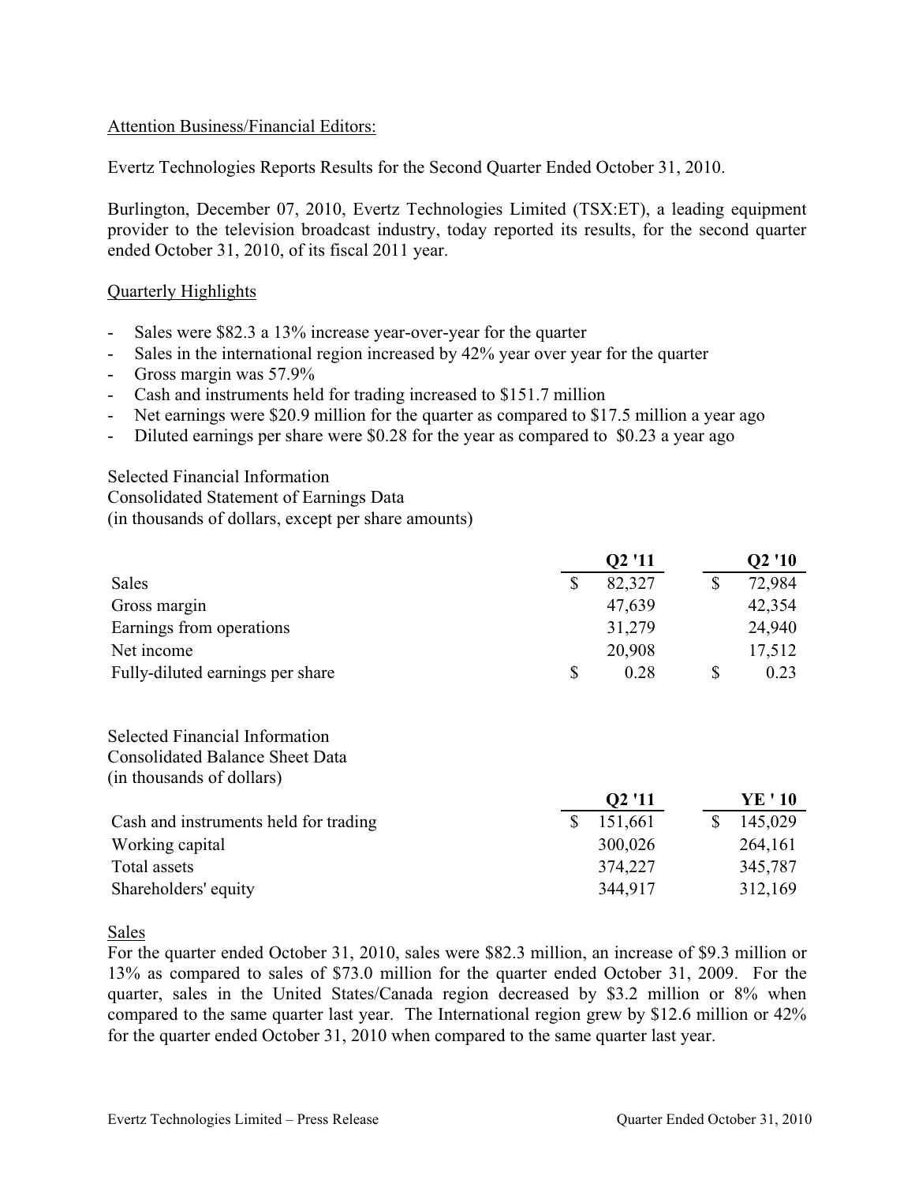Attention Business/Financial Editors:

Evertz Technologies Reports Results for the Second Quarter Ended October 31, 2010.

Burlington, December 07, 2010, Evertz Technologies Limited (TSX:ET), a leading equipment provider to the television broadcast industry, today reported its results, for the second quarter ended October 31, 2010, of its fiscal 2011 year.

## Quarterly Highlights

- Sales were $82.3 a 13% increase year-over-year for the quarter
- Sales in the international region increased by 42% year over year for the quarter
- Gross margin was 57.9%
- Cash and instruments held for trading increased to $151.7 million
- Net earnings were $20.9 million for the quarter as compared to $17.5 million a year ago
- Diluted earnings per share were $0.28 for the year as compared to $0.23 a year ago

Selected Financial Information
Consolidated Statement of Earnings Data
(in thousands of dollars, except per share amounts)

| | Q2 '11 | Q2 '10 |
|---|---|---|
| Sales | $ 82,327 | $ 72,984 |
| Gross margin | 47,639 | 42,354 |
| Earnings from operations | 31,279 | 24,940 |
| Net income | 20,908 | 17,512 |
| Fully-diluted earnings per share | $ 0.28 | $ 0.23 |

Selected Financial Information
Consolidated Balance Sheet Data
(in thousands of dollars)

| | Q2 '11 | YE ' 10 |
|---|---|---|
| Cash and instruments held for trading | $ 151,661 | $ 145,029 |
| Working capital | 300,026 | 264,161 |
| Total assets | 374,227 | 345,787 |
| Shareholders' equity | 344,917 | 312,169 |

## Sales

For the quarter ended October 31, 2010, sales were $82.3 million, an increase of $9.3 million or 13% as compared to sales of $73.0 million for the quarter ended October 31, 2009. For the quarter, sales in the United States/Canada region decreased by $3.2 million or 8% when compared to the same quarter last year. The International region grew by $12.6 million or 42% for the quarter ended October 31, 2010 when compared to the same quarter last year.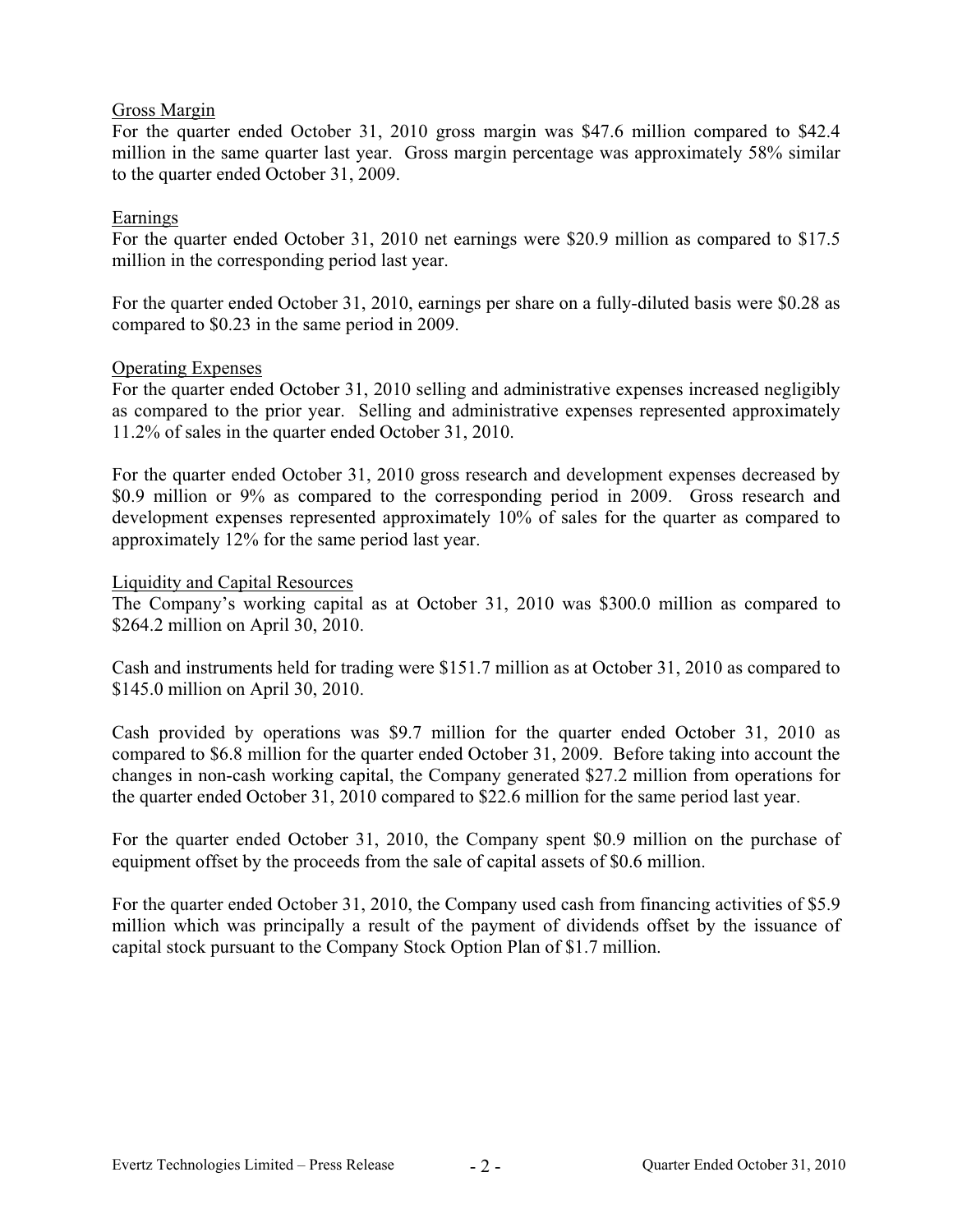## Gross Margin

For the quarter ended October 31, 2010 gross margin was $47.6 million compared to $42.4 million in the same quarter last year. Gross margin percentage was approximately 58% similar to the quarter ended October 31, 2009.

## Earnings

For the quarter ended October 31, 2010 net earnings were $20.9 million as compared to $17.5 million in the corresponding period last year.

For the quarter ended October 31, 2010, earnings per share on a fully-diluted basis were $0.28 as compared to $0.23 in the same period in 2009.

## Operating Expenses

For the quarter ended October 31, 2010 selling and administrative expenses increased negligibly as compared to the prior year. Selling and administrative expenses represented approximately 11.2% of sales in the quarter ended October 31, 2010.

For the quarter ended October 31, 2010 gross research and development expenses decreased by $0.9 million or 9% as compared to the corresponding period in 2009. Gross research and development expenses represented approximately 10% of sales for the quarter as compared to approximately 12% for the same period last year.

## Liquidity and Capital Resources

The Company's working capital as at October 31, 2010 was $300.0 million as compared to $264.2 million on April 30, 2010.

Cash and instruments held for trading were $151.7 million as at October 31, 2010 as compared to $145.0 million on April 30, 2010.

Cash provided by operations was $9.7 million for the quarter ended October 31, 2010 as compared to $6.8 million for the quarter ended October 31, 2009. Before taking into account the changes in non-cash working capital, the Company generated $27.2 million from operations for the quarter ended October 31, 2010 compared to $22.6 million for the same period last year.

For the quarter ended October 31, 2010, the Company spent $0.9 million on the purchase of equipment offset by the proceeds from the sale of capital assets of $0.6 million.

For the quarter ended October 31, 2010, the Company used cash from financing activities of $5.9 million which was principally a result of the payment of dividends offset by the issuance of capital stock pursuant to the Company Stock Option Plan of $1.7 million.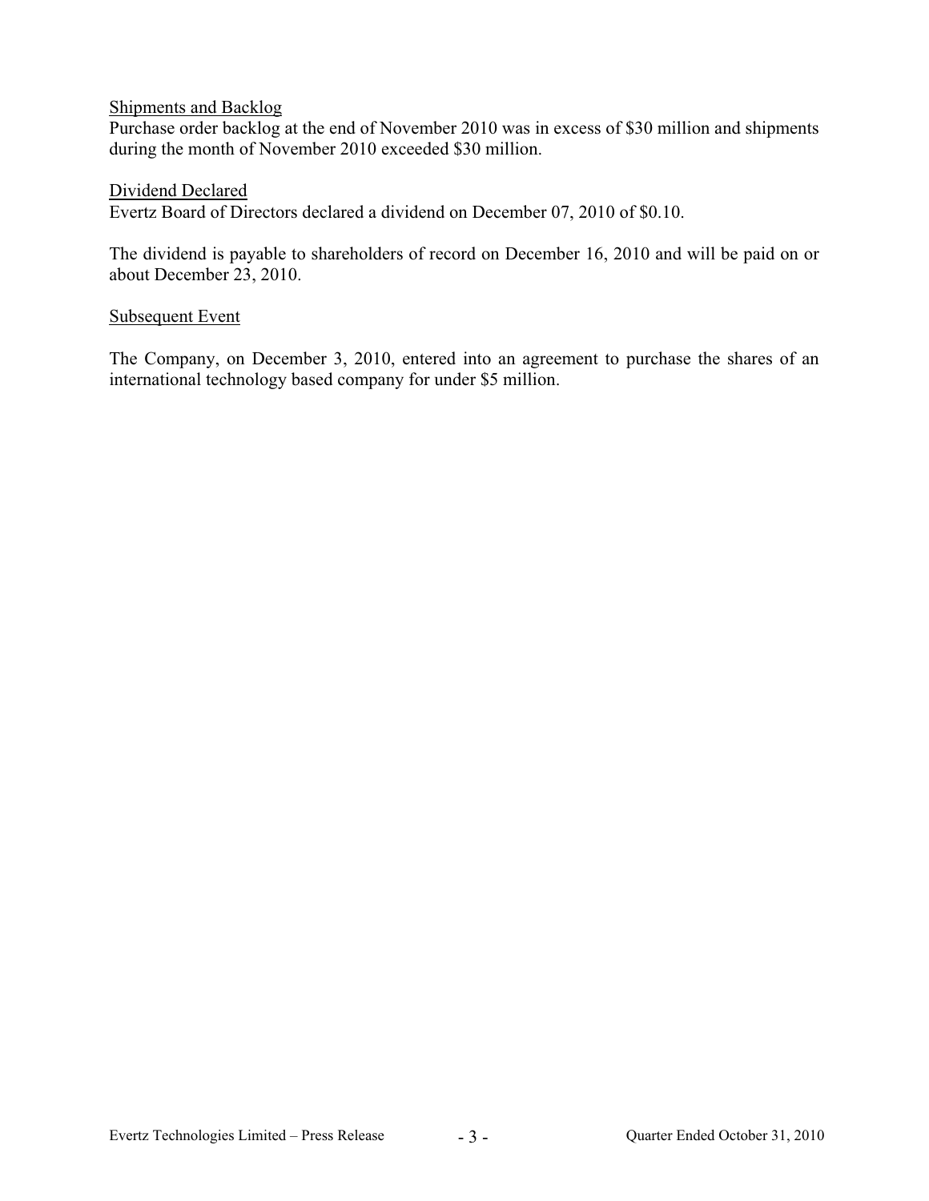## Shipments and Backlog

Purchase order backlog at the end of November 2010 was in excess of $30 million and shipments during the month of November 2010 exceeded $30 million.

## Dividend Declared

Evertz Board of Directors declared a dividend on December 07, 2010 of $0.10.

The dividend is payable to shareholders of record on December 16, 2010 and will be paid on or about December 23, 2010.

## Subsequent Event

The Company, on December 3, 2010, entered into an agreement to purchase the shares of an international technology based company for under $5 million.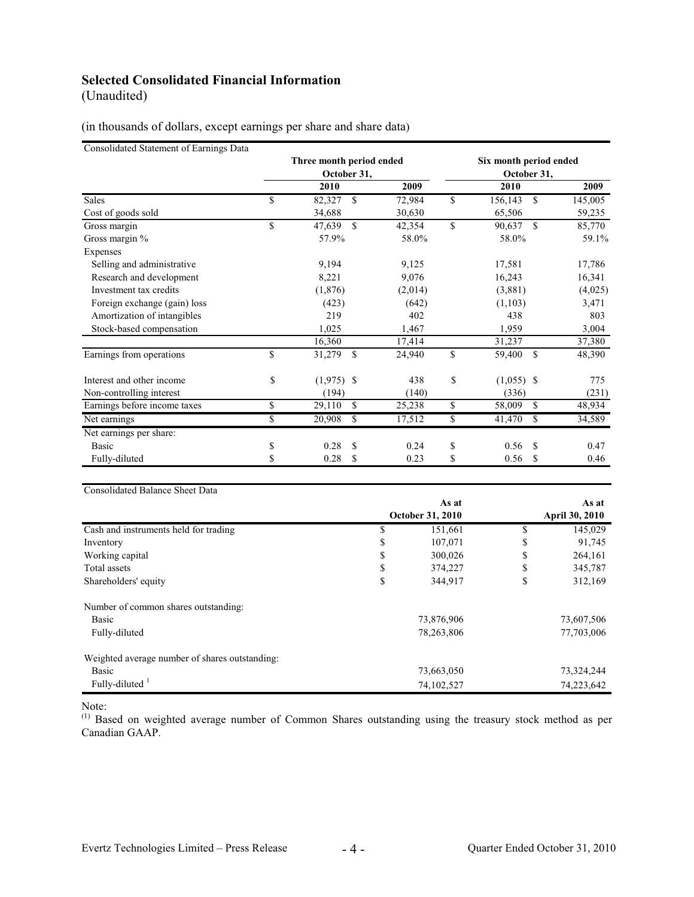## Selected Consolidated Financial Information
(Unaudited)

(in thousands of dollars, except earnings per share and share data)

| Consolidated Statement of Earnings Data | Three month period ended October 31, | | Six month period ended October 31, | |
|---|---|---|---|---|
| | 2010 | 2009 | 2010 | 2009 |
| Sales | $ 82,327 | $ 72,984 | $ 156,143 | $ 145,005 |
| Cost of goods sold | 34,688 | 30,630 | 65,506 | 59,235 |
| Gross margin | $ 47,639 | $ 42,354 | $ 90,637 | $ 85,770 |
| Gross margin % | 57.9% | 58.0% | 58.0% | 59.1% |
| Expenses | | | | |
| Selling and administrative | 9,194 | 9,125 | 17,581 | 17,786 |
| Research and development | 8,221 | 9,076 | 16,243 | 16,341 |
| Investment tax credits | (1,876) | (2,014) | (3,881) | (4,025) |
| Foreign exchange (gain) loss | (423) | (642) | (1,103) | 3,471 |
| Amortization of intangibles | 219 | 402 | 438 | 803 |
| Stock-based compensation | 1,025 | 1,467 | 1,959 | 3,004 |
| | 16,360 | 17,414 | 31,237 | 37,380 |
| Earnings from operations | $ 31,279 | $ 24,940 | $ 59,400 | $ 48,390 |
| Interest and other income | $ (1,975) | $ 438 | $ (1,055) | $ 775 |
| Non-controlling interest | (194) | (140) | (336) | (231) |
| Earnings before income taxes | $ 29,110 | $ 25,238 | $ 58,009 | $ 48,934 |
| Net earnings | $ 20,908 | $ 17,512 | $ 41,470 | $ 34,589 |
| Net earnings per share: | | | | |
| Basic | $ 0.28 | $ 0.24 | $ 0.56 | $ 0.47 |
| Fully-diluted | $ 0.28 | $ 0.23 | $ 0.56 | $ 0.46 |

| Consolidated Balance Sheet Data | As at October 31, 2010 | As at April 30, 2010 |
|---|---|---|
| Cash and instruments held for trading | $ 151,661 | $ 145,029 |
| Inventory | $ 107,071 | $ 91,745 |
| Working capital | $ 300,026 | $ 264,161 |
| Total assets | $ 374,227 | $ 345,787 |
| Shareholders' equity | $ 344,917 | $ 312,169 |
| Number of common shares outstanding: | | |
| Basic | 73,876,906 | 73,607,506 |
| Fully-diluted | 78,263,806 | 77,703,006 |
| Weighted average number of shares outstanding: | | |
| Basic | 73,663,050 | 73,324,244 |
| Fully-diluted [1] | 74,102,527 | 74,223,642 |

Note:
(1) Based on weighted average number of Common Shares outstanding using the treasury stock method as per Canadian GAAP.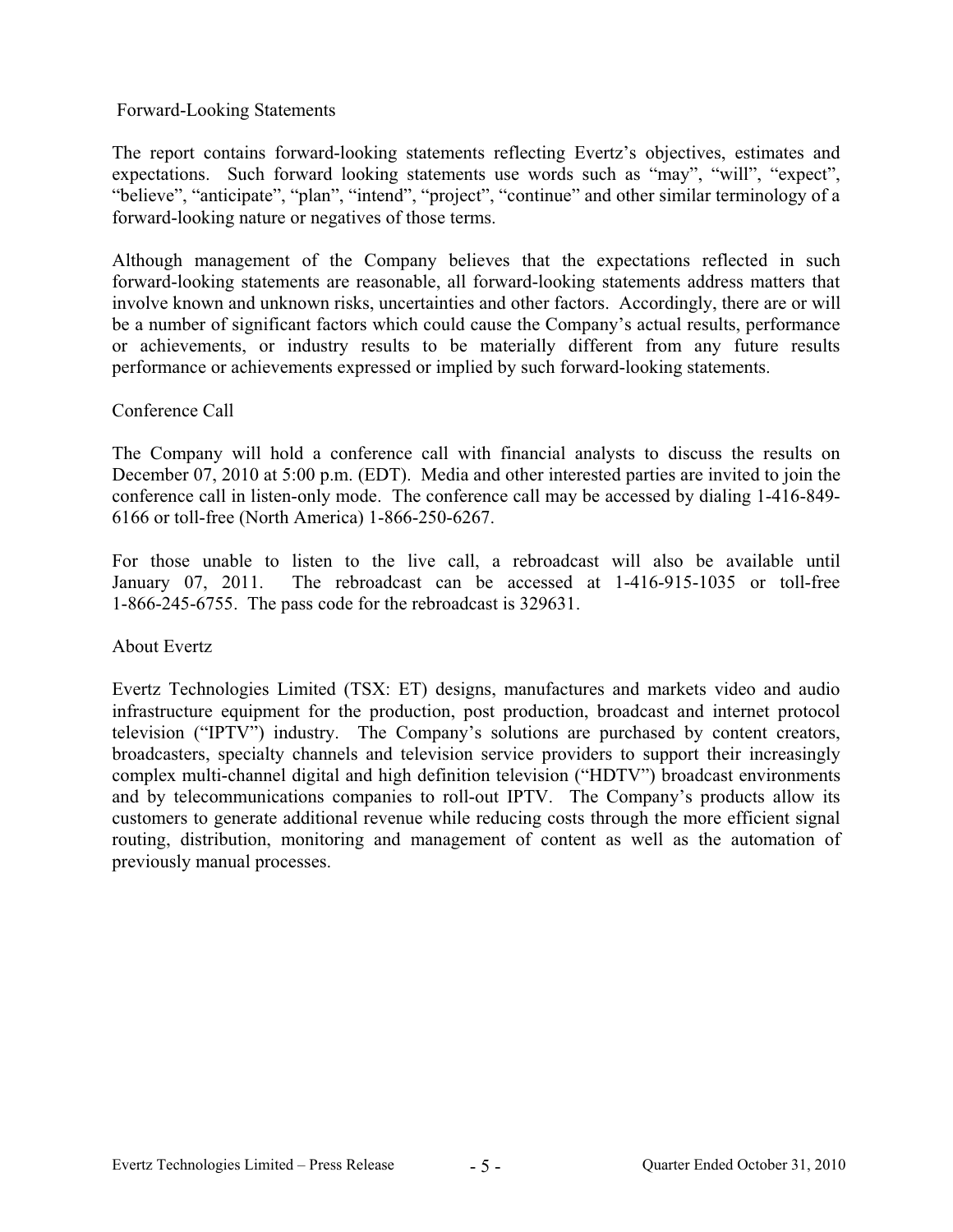## Forward-Looking Statements

The report contains forward-looking statements reflecting Evertz's objectives, estimates and expectations. Such forward looking statements use words such as "may", "will", "expect", "believe", "anticipate", "plan", "intend", "project", "continue" and other similar terminology of a forward-looking nature or negatives of those terms.

Although management of the Company believes that the expectations reflected in such forward-looking statements are reasonable, all forward-looking statements address matters that involve known and unknown risks, uncertainties and other factors. Accordingly, there are or will be a number of significant factors which could cause the Company's actual results, performance or achievements, or industry results to be materially different from any future results performance or achievements expressed or implied by such forward-looking statements.

## Conference Call

The Company will hold a conference call with financial analysts to discuss the results on December 07, 2010 at 5:00 p.m. (EDT). Media and other interested parties are invited to join the conference call in listen-only mode. The conference call may be accessed by dialing 1-416-849-6166 or toll-free (North America) 1-866-250-6267.

For those unable to listen to the live call, a rebroadcast will also be available until January 07, 2011. The rebroadcast can be accessed at 1-416-915-1035 or toll-free 1-866-245-6755. The pass code for the rebroadcast is 329631.

## About Evertz

Evertz Technologies Limited (TSX: ET) designs, manufactures and markets video and audio infrastructure equipment for the production, post production, broadcast and internet protocol television ("IPTV") industry. The Company's solutions are purchased by content creators, broadcasters, specialty channels and television service providers to support their increasingly complex multi-channel digital and high definition television ("HDTV") broadcast environments and by telecommunications companies to roll-out IPTV. The Company's products allow its customers to generate additional revenue while reducing costs through the more efficient signal routing, distribution, monitoring and management of content as well as the automation of previously manual processes.